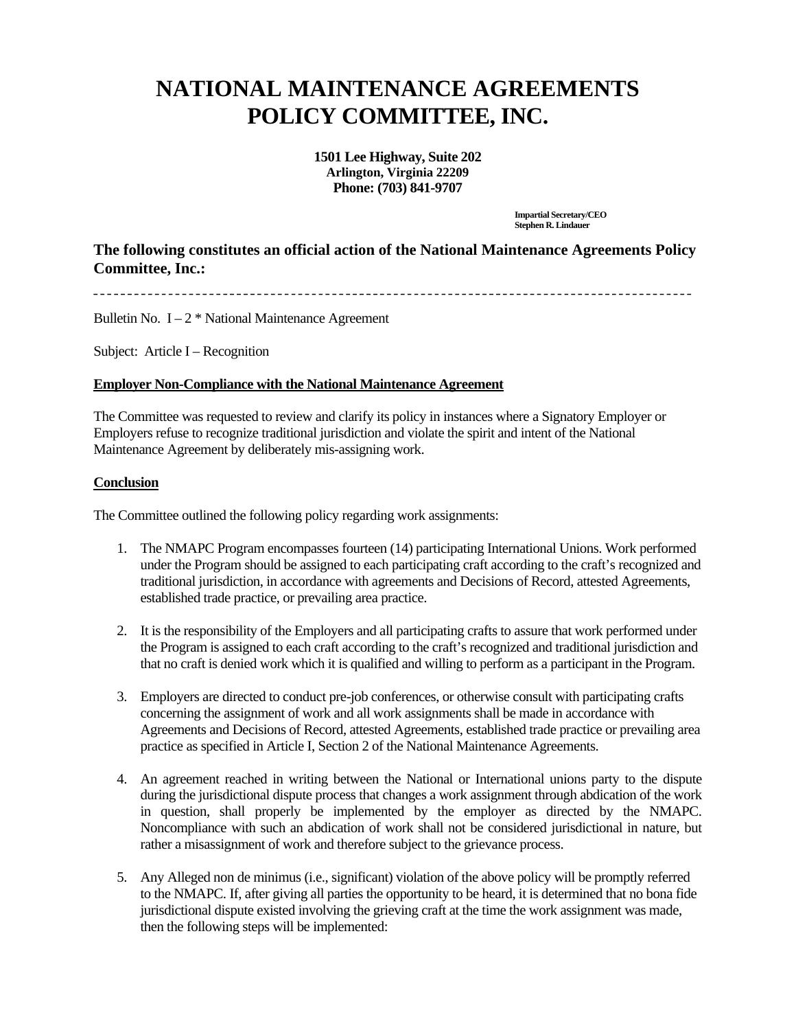# NATIONAL MAINTENANCE AGREEMENTS POLICY COMMITTEE, INC.

**1501 Lee Highway, Suite 202**
**Arlington, Virginia 22209**
**Phone: (703) 841-9707**

**Impartial Secretary/CEO**
**Stephen R. Lindauer**

**The following constitutes an official action of the National Maintenance Agreements Policy Committee, Inc.:**

---

Bulletin No. I – 2 * National Maintenance Agreement

Subject: Article I – Recognition

**<u>Employer Non-Compliance with the National Maintenance Agreement</u>**

The Committee was requested to review and clarify its policy in instances where a Signatory Employer or Employers refuse to recognize traditional jurisdiction and violate the spirit and intent of the National Maintenance Agreement by deliberately mis-assigning work.

**<u>Conclusion</u>**

The Committee outlined the following policy regarding work assignments:

1. The NMAPC Program encompasses fourteen (14) participating International Unions. Work performed under the Program should be assigned to each participating craft according to the craft's recognized and traditional jurisdiction, in accordance with agreements and Decisions of Record, attested Agreements, established trade practice, or prevailing area practice.

2. It is the responsibility of the Employers and all participating crafts to assure that work performed under the Program is assigned to each craft according to the craft's recognized and traditional jurisdiction and that no craft is denied work which it is qualified and willing to perform as a participant in the Program.

3. Employers are directed to conduct pre-job conferences, or otherwise consult with participating crafts concerning the assignment of work and all work assignments shall be made in accordance with Agreements and Decisions of Record, attested Agreements, established trade practice or prevailing area practice as specified in Article I, Section 2 of the National Maintenance Agreements.

4. An agreement reached in writing between the National or International unions party to the dispute during the jurisdictional dispute process that changes a work assignment through abdication of the work in question, shall properly be implemented by the employer as directed by the NMAPC. Noncompliance with such an abdication of work shall not be considered jurisdictional in nature, but rather a misassignment of work and therefore subject to the grievance process.

5. Any Alleged non de minimus (i.e., significant) violation of the above policy will be promptly referred to the NMAPC. If, after giving all parties the opportunity to be heard, it is determined that no bona fide jurisdictional dispute existed involving the grieving craft at the time the work assignment was made, then the following steps will be implemented: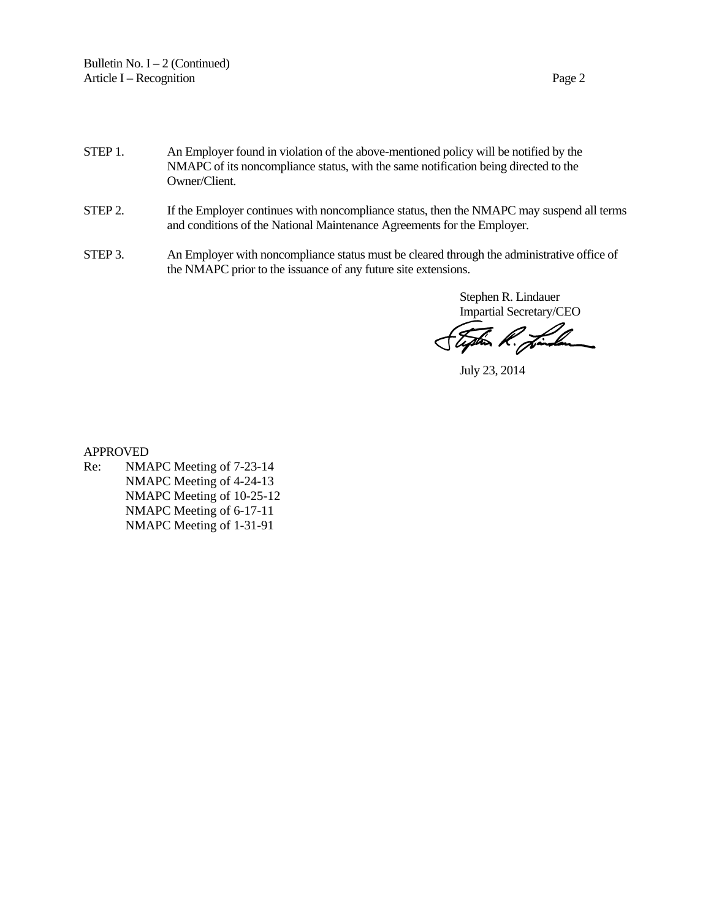STEP 1. An Employer found in violation of the above-mentioned policy will be notified by the NMAPC of its noncompliance status, with the same notification being directed to the Owner/Client.

STEP 2. If the Employer continues with noncompliance status, then the NMAPC may suspend all terms and conditions of the National Maintenance Agreements for the Employer.

STEP 3. An Employer with noncompliance status must be cleared through the administrative office of the NMAPC prior to the issuance of any future site extensions.

Stephen R. Lindauer
Impartial Secretary/CEO

July 23, 2014

APPROVED
Re: NMAPC Meeting of 7-23-14
NMAPC Meeting of 4-24-13
NMAPC Meeting of 10-25-12
NMAPC Meeting of 6-17-11
NMAPC Meeting of 1-31-91